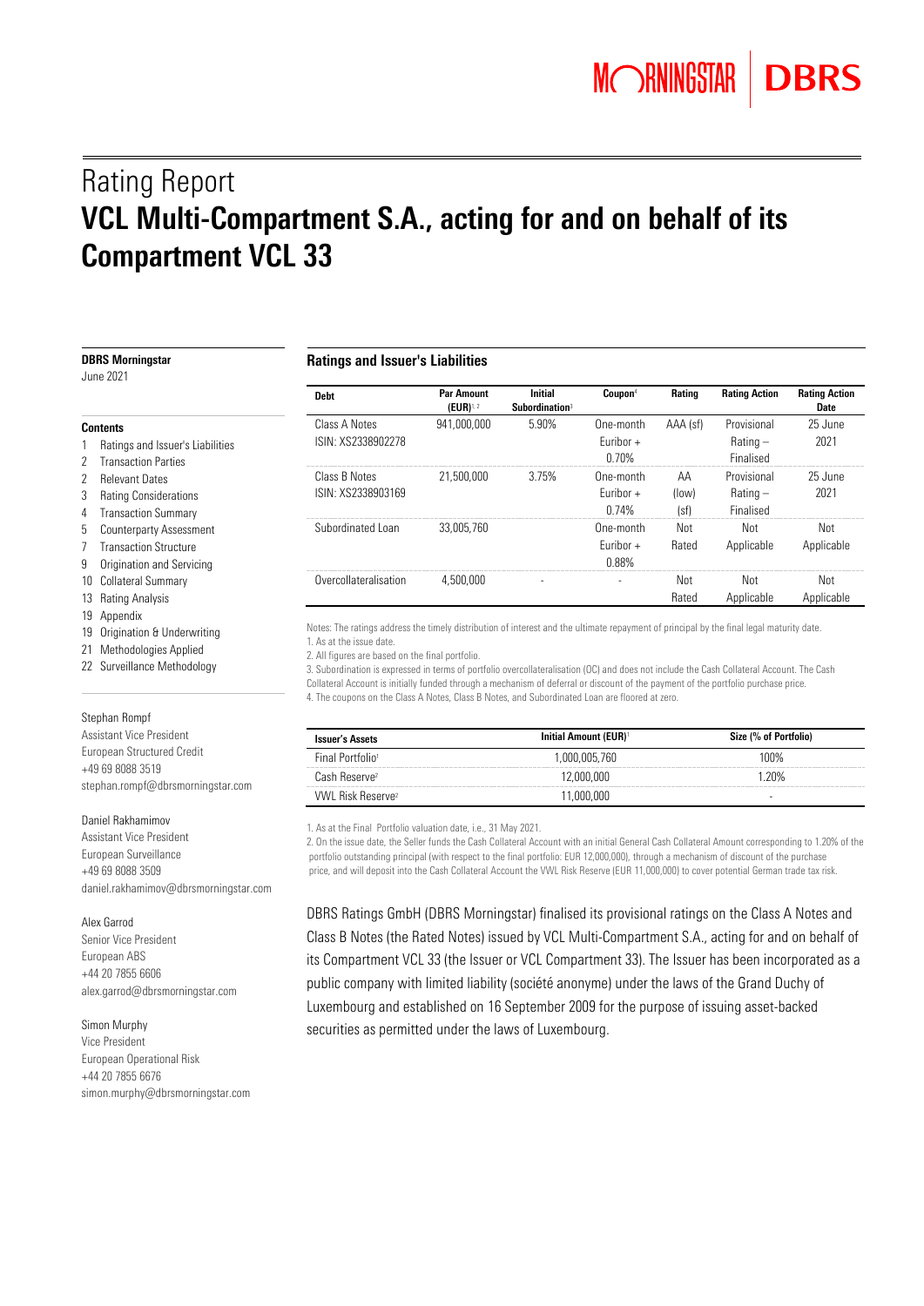# Rating Report

# VCL Multi-Compartment S.A., acting for and on behalf of its Compartment VCL 33

**DBRS Morningstar**

June 2021

**Contents**

1 Ratings and Issuer's Liabilities
2 Transaction Parties
2 Relevant Dates
3 Rating Considerations
4 Transaction Summary
5 Counterparty Assessment
7 Transaction Structure
9 Origination and Servicing
10 Collateral Summary
13 Rating Analysis
19 Appendix
19 Origination & Underwriting
21 Methodologies Applied
22 Surveillance Methodology

Stephan Rompf
Assistant Vice President
European Structured Credit
+49 69 8088 3519
stephan.rompf@dbrsmorningstar.com

Daniel Rakhamimov
Assistant Vice President
European Surveillance
+49 69 8088 3509
daniel.rakhamimov@dbrsmorningstar.com

Alex Garrod
Senior Vice President
European ABS
+44 20 7855 6606
alex.garrod@dbrsmorningstar.com

Simon Murphy
Vice President
European Operational Risk
+44 20 7855 6676
simon.murphy@dbrsmorningstar.com

## Ratings and Issuer's Liabilities

| Debt | Par Amount (EUR)[1, 2] | Initial Subordination[3] | Coupon[4] | Rating | Rating Action | Rating Action Date |
|---|---|---|---|---|---|---|
| Class A Notes ISIN: XS2338902278 | 941,000,000 | 5.90% | One-month Euribor + 0.70% | AAA (sf) | Provisional Rating – Finalised | 25 June 2021 |
| Class B Notes ISIN: XS2338903169 | 21,500,000 | 3.75% | One-month Euribor + 0.74% | AA (low) (sf) | Provisional Rating – Finalised | 25 June 2021 |
| Subordinated Loan | 33,005,760 | | One-month Euribor + 0.88% | Not Rated | Not Applicable | Not Applicable |
| Overcollateralisation | 4,500,000 | - | - | Not Rated | Not Applicable | Not Applicable |

Notes: The ratings address the timely distribution of interest and the ultimate repayment of principal by the final legal maturity date.
1. As at the issue date.
2. All figures are based on the final portfolio.
3. Subordination is expressed in terms of portfolio overcollateralisation (OC) and does not include the Cash Collateral Account. The Cash Collateral Account is initially funded through a mechanism of deferral or discount of the payment of the portfolio purchase price.
4. The coupons on the Class A Notes, Class B Notes, and Subordinated Loan are floored at zero.

| Issuer's Assets | Initial Amount (EUR)[1] | Size (% of Portfolio) |
|---|---|---|
| Final Portfolio[1] | 1,000,005,760 | 100% |
| Cash Reserve[2] | 12,000,000 | 1.20% |
| VWL Risk Reserve[2] | 11,000,000 | - |

1. As at the Final Portfolio valuation date, i.e., 31 May 2021.
2. On the issue date, the Seller funds the Cash Collateral Account with an initial General Cash Collateral Amount corresponding to 1.20% of the portfolio outstanding principal (with respect to the final portfolio: EUR 12,000,000), through a mechanism of discount of the purchase price, and will deposit into the Cash Collateral Account the VWL Risk Reserve (EUR 11,000,000) to cover potential German trade tax risk.

DBRS Ratings GmbH (DBRS Morningstar) finalised its provisional ratings on the Class A Notes and Class B Notes (the Rated Notes) issued by VCL Multi-Compartment S.A., acting for and on behalf of its Compartment VCL 33 (the Issuer or VCL Compartment 33). The Issuer has been incorporated as a public company with limited liability (société anonyme) under the laws of the Grand Duchy of Luxembourg and established on 16 September 2009 for the purpose of issuing asset-backed securities as permitted under the laws of Luxembourg.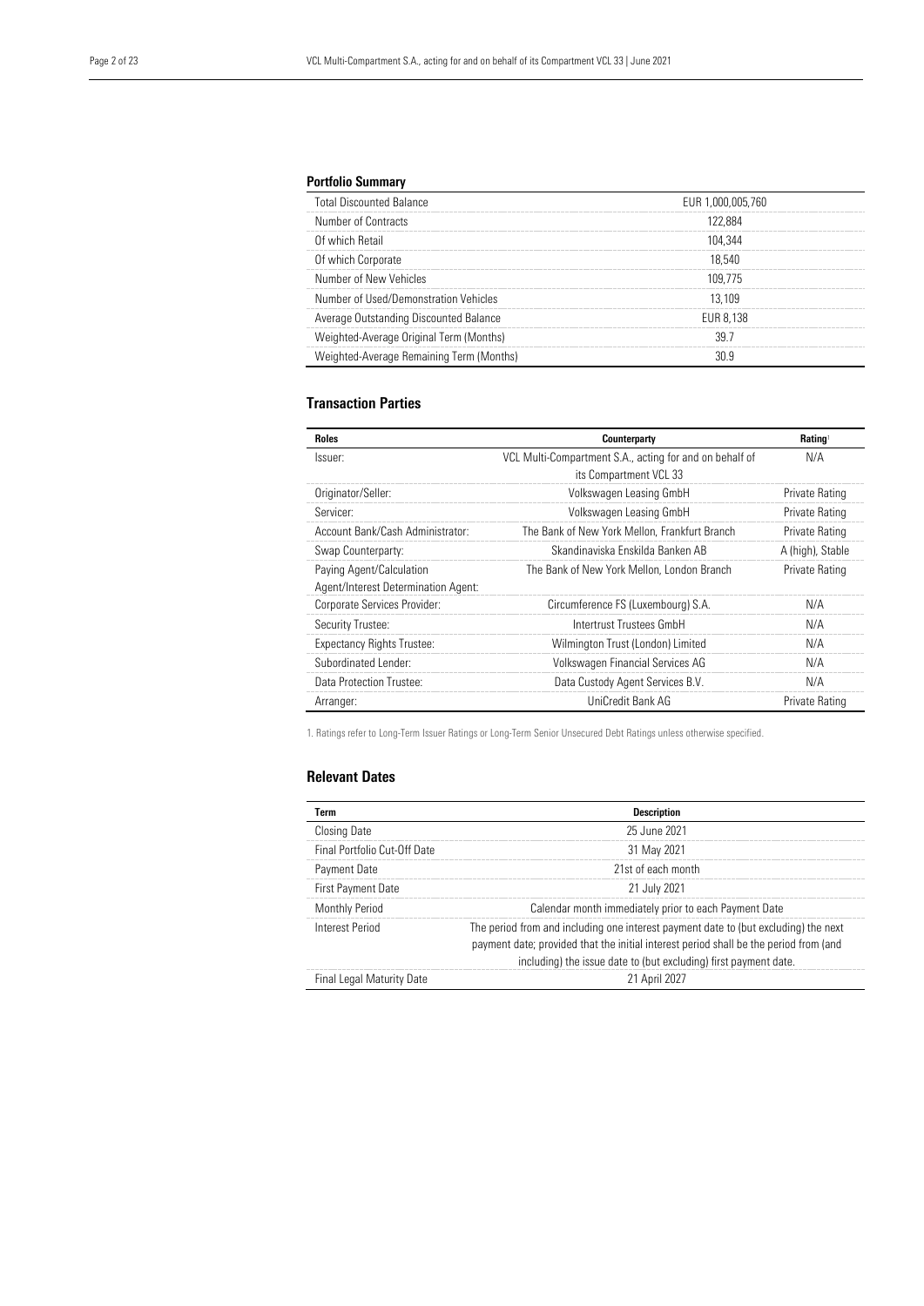## Portfolio Summary

| | |
|---|---|
| Total Discounted Balance | EUR 1,000,005,760 |
| Number of Contracts | 122,884 |
| Of which Retail | 104,344 |
| Of which Corporate | 18,540 |
| Number of New Vehicles | 109,775 |
| Number of Used/Demonstration Vehicles | 13,109 |
| Average Outstanding Discounted Balance | EUR 8,138 |
| Weighted-Average Original Term (Months) | 39.7 |
| Weighted-Average Remaining Term (Months) | 30.9 |

## Transaction Parties

| Roles | Counterparty | Rating[1] |
|---|---|---|
| Issuer: | VCL Multi-Compartment S.A., acting for and on behalf of its Compartment VCL 33 | N/A |
| Originator/Seller: | Volkswagen Leasing GmbH | Private Rating |
| Servicer: | Volkswagen Leasing GmbH | Private Rating |
| Account Bank/Cash Administrator: | The Bank of New York Mellon, Frankfurt Branch | Private Rating |
| Swap Counterparty: | Skandinaviska Enskilda Banken AB | A (high), Stable |
| Paying Agent/Calculation Agent/Interest Determination Agent: | The Bank of New York Mellon, London Branch | Private Rating |
| Corporate Services Provider: | Circumference FS (Luxembourg) S.A. | N/A |
| Security Trustee: | Intertrust Trustees GmbH | N/A |
| Expectancy Rights Trustee: | Wilmington Trust (London) Limited | N/A |
| Subordinated Lender: | Volkswagen Financial Services AG | N/A |
| Data Protection Trustee: | Data Custody Agent Services B.V. | N/A |
| Arranger: | UniCredit Bank AG | Private Rating |

1. Ratings refer to Long-Term Issuer Ratings or Long-Term Senior Unsecured Debt Ratings unless otherwise specified.

## Relevant Dates

| Term | Description |
|---|---|
| Closing Date | 25 June 2021 |
| Final Portfolio Cut-Off Date | 31 May 2021 |
| Payment Date | 21st of each month |
| First Payment Date | 21 July 2021 |
| Monthly Period | Calendar month immediately prior to each Payment Date |
| Interest Period | The period from and including one interest payment date to (but excluding) the next payment date; provided that the initial interest period shall be the period from (and including) the issue date to (but excluding) first payment date. |
| Final Legal Maturity Date | 21 April 2027 |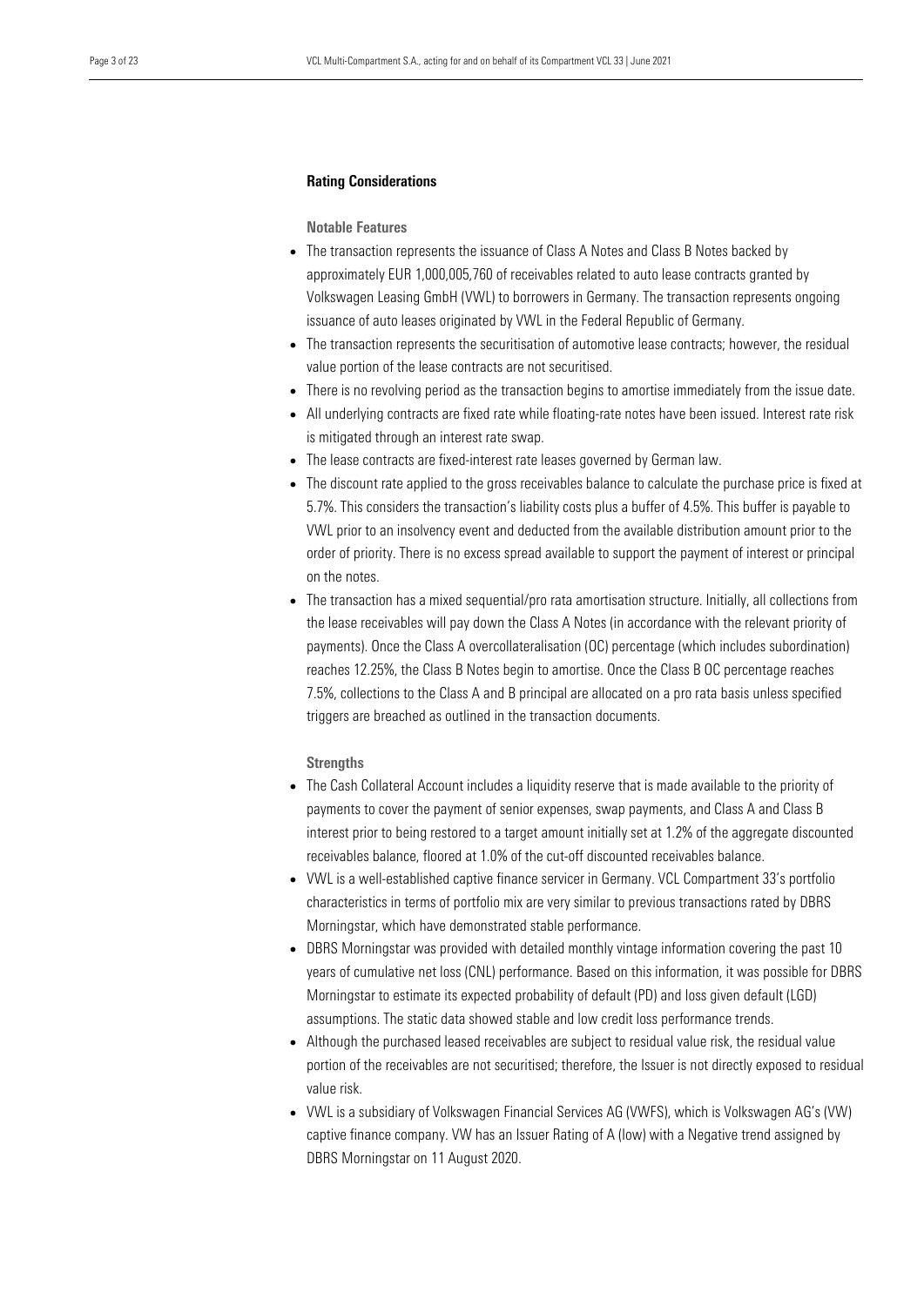## Rating Considerations

### Notable Features

- The transaction represents the issuance of Class A Notes and Class B Notes backed by approximately EUR 1,000,005,760 of receivables related to auto lease contracts granted by Volkswagen Leasing GmbH (VWL) to borrowers in Germany. The transaction represents ongoing issuance of auto leases originated by VWL in the Federal Republic of Germany.
- The transaction represents the securitisation of automotive lease contracts; however, the residual value portion of the lease contracts are not securitised.
- There is no revolving period as the transaction begins to amortise immediately from the issue date.
- All underlying contracts are fixed rate while floating-rate notes have been issued. Interest rate risk is mitigated through an interest rate swap.
- The lease contracts are fixed-interest rate leases governed by German law.
- The discount rate applied to the gross receivables balance to calculate the purchase price is fixed at 5.7%. This considers the transaction's liability costs plus a buffer of 4.5%. This buffer is payable to VWL prior to an insolvency event and deducted from the available distribution amount prior to the order of priority. There is no excess spread available to support the payment of interest or principal on the notes.
- The transaction has a mixed sequential/pro rata amortisation structure. Initially, all collections from the lease receivables will pay down the Class A Notes (in accordance with the relevant priority of payments). Once the Class A overcollateralisation (OC) percentage (which includes subordination) reaches 12.25%, the Class B Notes begin to amortise. Once the Class B OC percentage reaches 7.5%, collections to the Class A and B principal are allocated on a pro rata basis unless specified triggers are breached as outlined in the transaction documents.

### Strengths

- The Cash Collateral Account includes a liquidity reserve that is made available to the priority of payments to cover the payment of senior expenses, swap payments, and Class A and Class B interest prior to being restored to a target amount initially set at 1.2% of the aggregate discounted receivables balance, floored at 1.0% of the cut-off discounted receivables balance.
- VWL is a well-established captive finance servicer in Germany. VCL Compartment 33's portfolio characteristics in terms of portfolio mix are very similar to previous transactions rated by DBRS Morningstar, which have demonstrated stable performance.
- DBRS Morningstar was provided with detailed monthly vintage information covering the past 10 years of cumulative net loss (CNL) performance. Based on this information, it was possible for DBRS Morningstar to estimate its expected probability of default (PD) and loss given default (LGD) assumptions. The static data showed stable and low credit loss performance trends.
- Although the purchased leased receivables are subject to residual value risk, the residual value portion of the receivables are not securitised; therefore, the Issuer is not directly exposed to residual value risk.
- VWL is a subsidiary of Volkswagen Financial Services AG (VWFS), which is Volkswagen AG's (VW) captive finance company. VW has an Issuer Rating of A (low) with a Negative trend assigned by DBRS Morningstar on 11 August 2020.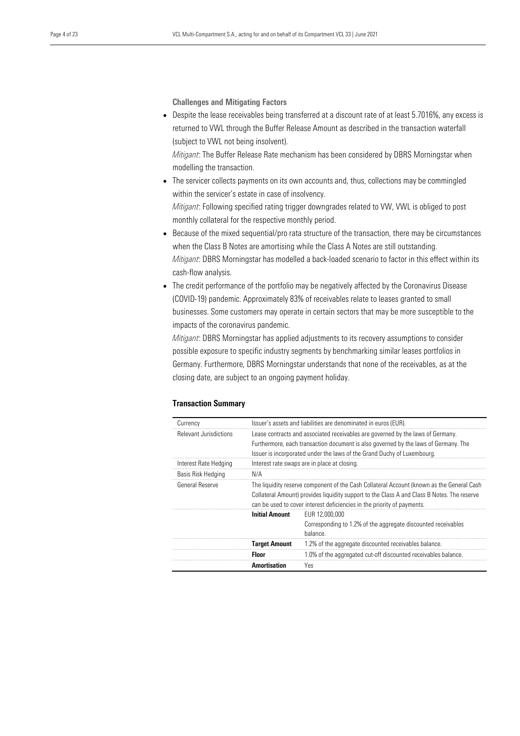### Challenges and Mitigating Factors

- Despite the lease receivables being transferred at a discount rate of at least 5.7016%, any excess is returned to VWL through the Buffer Release Amount as described in the transaction waterfall (subject to VWL not being insolvent).
  *Mitigant*: The Buffer Release Rate mechanism has been considered by DBRS Morningstar when modelling the transaction.
- The servicer collects payments on its own accounts and, thus, collections may be commingled within the servicer's estate in case of insolvency.
  *Mitigant*: Following specified rating trigger downgrades related to VW, VWL is obliged to post monthly collateral for the respective monthly period.
- Because of the mixed sequential/pro rata structure of the transaction, there may be circumstances when the Class B Notes are amortising while the Class A Notes are still outstanding.
  *Mitigant*: DBRS Morningstar has modelled a back-loaded scenario to factor in this effect within its cash-flow analysis.
- The credit performance of the portfolio may be negatively affected by the Coronavirus Disease (COVID-19) pandemic. Approximately 83% of receivables relate to leases granted to small businesses. Some customers may operate in certain sectors that may be more susceptible to the impacts of the coronavirus pandemic.
  *Mitigant*: DBRS Morningstar has applied adjustments to its recovery assumptions to consider possible exposure to specific industry segments by benchmarking similar leases portfolios in Germany. Furthermore, DBRS Morningstar understands that none of the receivables, as at the closing date, are subject to an ongoing payment holiday.

## Transaction Summary

| | | |
|---|---|---|
| Currency | Issuer's assets and liabilities are denominated in euros (EUR). | |
| Relevant Jurisdictions | Lease contracts and associated receivables are governed by the laws of Germany. Furthermore, each transaction document is also governed by the laws of Germany. The Issuer is incorporated under the laws of the Grand Duchy of Luxembourg. | |
| Interest Rate Hedging | Interest rate swaps are in place at closing. | |
| Basis Risk Hedging | N/A | |
| General Reserve | The liquidity reserve component of the Cash Collateral Account (known as the General Cash Collateral Amount) provides liquidity support to the Class A and Class B Notes. The reserve can be used to cover interest deficiencies in the priority of payments. | |
| | **Initial Amount** | EUR 12,000,000 Corresponding to 1.2% of the aggregate discounted receivables balance. |
| | **Target Amount** | 1.2% of the aggregate discounted receivables balance. |
| | **Floor** | 1.0% of the aggregated cut-off discounted receivables balance. |
| | **Amortisation** | Yes |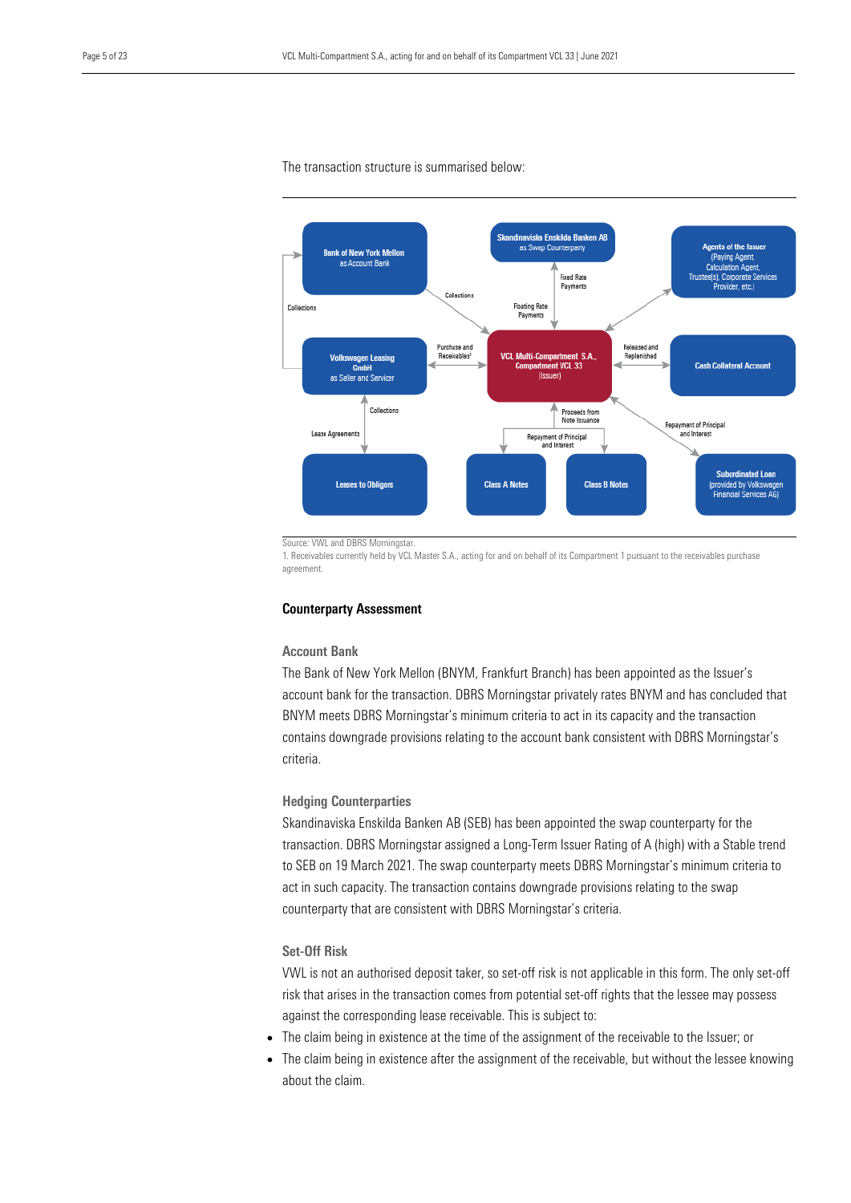The transaction structure is summarised below:

Bank of New York Mellon
as Account Bank

Skandinaviska Enskilda Banken AB
as Swap Counterparty

Agents of the Issuer
(Paying Agent, Calculation Agent, Trustee(s), Corporate Services Provider, etc.)

Collections

Collections

Fixed Rate Payments

Floating Rate Payments

Volkswagen Leasing GmbH
as Seller and Servicer

Purchase and Receivables[1]

VCL Multi-Compartment S.A., Compartment VCL 33
(Issuer)

Released and Replenished

Cash Collateral Account

Collections

Lease Agreements

Proceeds from Note Issuance

Repayment of Principal and Interest

Repayment of Principal and Interest

Leases to Obligors

Class A Notes

Class B Notes

Subordinated Loan
(provided by Volkswagen Financial Services AG)

Source: VWL and DBRS Morningstar.
1. Receivables currently held by VCL Master S.A., acting for and on behalf of its Compartment 1 pursuant to the receivables purchase agreement.

## Counterparty Assessment

### Account Bank

The Bank of New York Mellon (BNYM, Frankfurt Branch) has been appointed as the Issuer's account bank for the transaction. DBRS Morningstar privately rates BNYM and has concluded that BNYM meets DBRS Morningstar's minimum criteria to act in its capacity and the transaction contains downgrade provisions relating to the account bank consistent with DBRS Morningstar's criteria.

### Hedging Counterparties

Skandinaviska Enskilda Banken AB (SEB) has been appointed the swap counterparty for the transaction. DBRS Morningstar assigned a Long-Term Issuer Rating of A (high) with a Stable trend to SEB on 19 March 2021. The swap counterparty meets DBRS Morningstar's minimum criteria to act in such capacity. The transaction contains downgrade provisions relating to the swap counterparty that are consistent with DBRS Morningstar's criteria.

### Set-Off Risk

VWL is not an authorised deposit taker, so set-off risk is not applicable in this form. The only set-off risk that arises in the transaction comes from potential set-off rights that the lessee may possess against the corresponding lease receivable. This is subject to:

- The claim being in existence at the time of the assignment of the receivable to the Issuer; or
- The claim being in existence after the assignment of the receivable, but without the lessee knowing about the claim.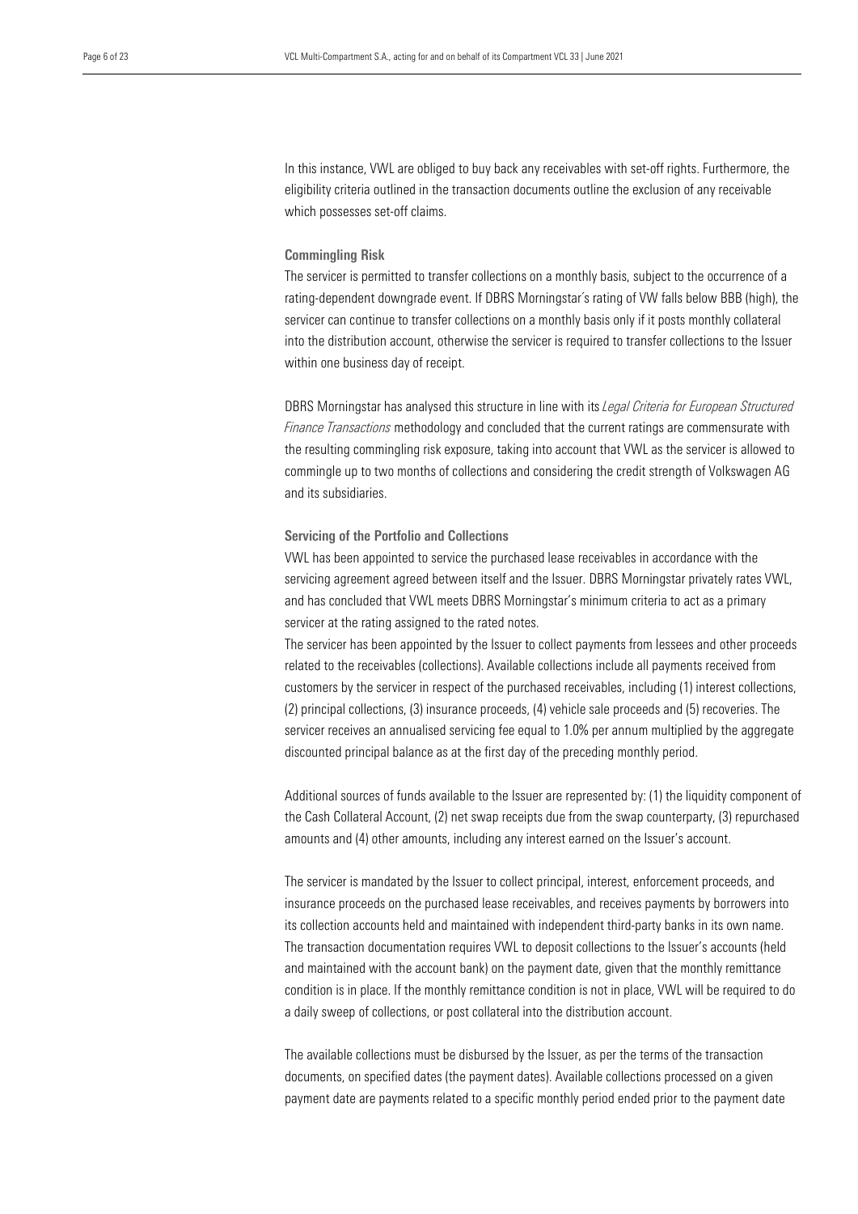In this instance, VWL are obliged to buy back any receivables with set-off rights. Furthermore, the eligibility criteria outlined in the transaction documents outline the exclusion of any receivable which possesses set-off claims.

### Commingling Risk

The servicer is permitted to transfer collections on a monthly basis, subject to the occurrence of a rating-dependent downgrade event. If DBRS Morningstar´s rating of VW falls below BBB (high), the servicer can continue to transfer collections on a monthly basis only if it posts monthly collateral into the distribution account, otherwise the servicer is required to transfer collections to the Issuer within one business day of receipt.

DBRS Morningstar has analysed this structure in line with its *Legal Criteria for European Structured Finance Transactions* methodology and concluded that the current ratings are commensurate with the resulting commingling risk exposure, taking into account that VWL as the servicer is allowed to commingle up to two months of collections and considering the credit strength of Volkswagen AG and its subsidiaries.

### Servicing of the Portfolio and Collections

VWL has been appointed to service the purchased lease receivables in accordance with the servicing agreement agreed between itself and the Issuer. DBRS Morningstar privately rates VWL, and has concluded that VWL meets DBRS Morningstar's minimum criteria to act as a primary servicer at the rating assigned to the rated notes.

The servicer has been appointed by the Issuer to collect payments from lessees and other proceeds related to the receivables (collections). Available collections include all payments received from customers by the servicer in respect of the purchased receivables, including (1) interest collections, (2) principal collections, (3) insurance proceeds, (4) vehicle sale proceeds and (5) recoveries. The servicer receives an annualised servicing fee equal to 1.0% per annum multiplied by the aggregate discounted principal balance as at the first day of the preceding monthly period.

Additional sources of funds available to the Issuer are represented by: (1) the liquidity component of the Cash Collateral Account, (2) net swap receipts due from the swap counterparty, (3) repurchased amounts and (4) other amounts, including any interest earned on the Issuer's account.

The servicer is mandated by the Issuer to collect principal, interest, enforcement proceeds, and insurance proceeds on the purchased lease receivables, and receives payments by borrowers into its collection accounts held and maintained with independent third-party banks in its own name. The transaction documentation requires VWL to deposit collections to the Issuer's accounts (held and maintained with the account bank) on the payment date, given that the monthly remittance condition is in place. If the monthly remittance condition is not in place, VWL will be required to do a daily sweep of collections, or post collateral into the distribution account.

The available collections must be disbursed by the Issuer, as per the terms of the transaction documents, on specified dates (the payment dates). Available collections processed on a given payment date are payments related to a specific monthly period ended prior to the payment date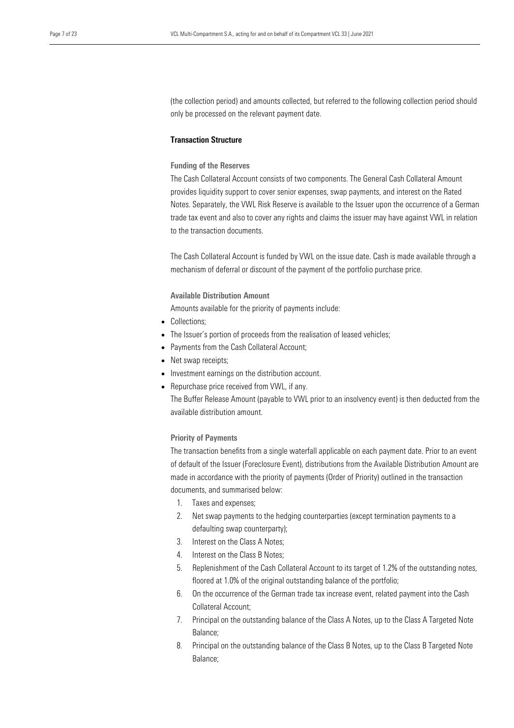(the collection period) and amounts collected, but referred to the following collection period should only be processed on the relevant payment date.

### Transaction Structure

#### Funding of the Reserves

The Cash Collateral Account consists of two components. The General Cash Collateral Amount provides liquidity support to cover senior expenses, swap payments, and interest on the Rated Notes. Separately, the VWL Risk Reserve is available to the Issuer upon the occurrence of a German trade tax event and also to cover any rights and claims the issuer may have against VWL in relation to the transaction documents.

The Cash Collateral Account is funded by VWL on the issue date. Cash is made available through a mechanism of deferral or discount of the payment of the portfolio purchase price.

#### Available Distribution Amount

Amounts available for the priority of payments include:

- Collections;
- The Issuer's portion of proceeds from the realisation of leased vehicles;
- Payments from the Cash Collateral Account;
- Net swap receipts;
- Investment earnings on the distribution account.
- Repurchase price received from VWL, if any.

The Buffer Release Amount (payable to VWL prior to an insolvency event) is then deducted from the available distribution amount.

#### Priority of Payments

The transaction benefits from a single waterfall applicable on each payment date. Prior to an event of default of the Issuer (Foreclosure Event), distributions from the Available Distribution Amount are made in accordance with the priority of payments (Order of Priority) outlined in the transaction documents, and summarised below:

1. Taxes and expenses;
2. Net swap payments to the hedging counterparties (except termination payments to a defaulting swap counterparty);
3. Interest on the Class A Notes;
4. Interest on the Class B Notes;
5. Replenishment of the Cash Collateral Account to its target of 1.2% of the outstanding notes, floored at 1.0% of the original outstanding balance of the portfolio;
6. On the occurrence of the German trade tax increase event, related payment into the Cash Collateral Account;
7. Principal on the outstanding balance of the Class A Notes, up to the Class A Targeted Note Balance;
8. Principal on the outstanding balance of the Class B Notes, up to the Class B Targeted Note Balance;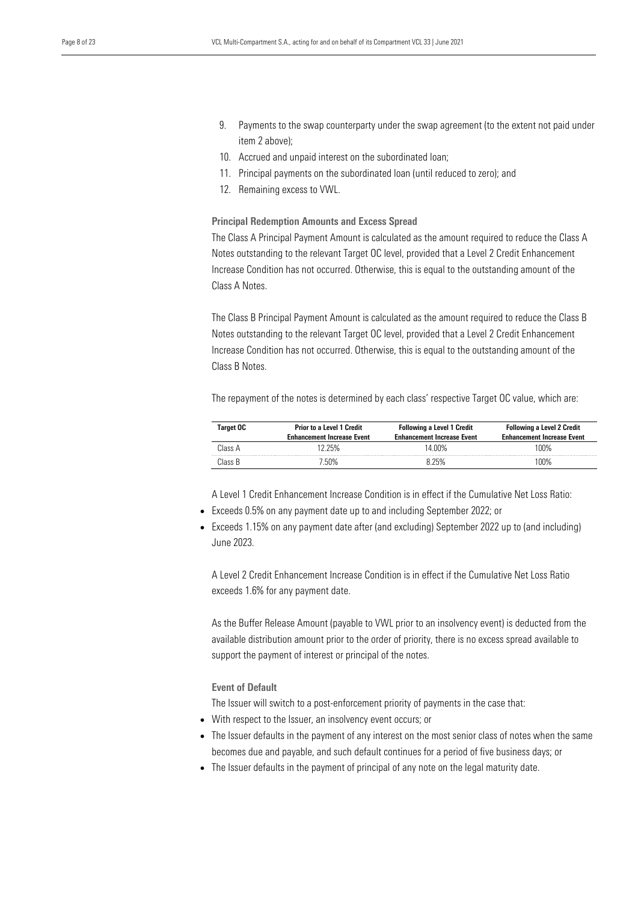9. Payments to the swap counterparty under the swap agreement (to the extent not paid under item 2 above);
10. Accrued and unpaid interest on the subordinated loan;
11. Principal payments on the subordinated loan (until reduced to zero); and
12. Remaining excess to VWL.

### Principal Redemption Amounts and Excess Spread

The Class A Principal Payment Amount is calculated as the amount required to reduce the Class A Notes outstanding to the relevant Target OC level, provided that a Level 2 Credit Enhancement Increase Condition has not occurred. Otherwise, this is equal to the outstanding amount of the Class A Notes.

The Class B Principal Payment Amount is calculated as the amount required to reduce the Class B Notes outstanding to the relevant Target OC level, provided that a Level 2 Credit Enhancement Increase Condition has not occurred. Otherwise, this is equal to the outstanding amount of the Class B Notes.

The repayment of the notes is determined by each class' respective Target OC value, which are:

| Target OC | Prior to a Level 1 Credit Enhancement Increase Event | Following a Level 1 Credit Enhancement Increase Event | Following a Level 2 Credit Enhancement Increase Event |
|---|---|---|---|
| Class A | 12.25% | 14.00% | 100% |
| Class B | 7.50% | 8.25% | 100% |

A Level 1 Credit Enhancement Increase Condition is in effect if the Cumulative Net Loss Ratio:

- Exceeds 0.5% on any payment date up to and including September 2022; or
- Exceeds 1.15% on any payment date after (and excluding) September 2022 up to (and including) June 2023.

A Level 2 Credit Enhancement Increase Condition is in effect if the Cumulative Net Loss Ratio exceeds 1.6% for any payment date.

As the Buffer Release Amount (payable to VWL prior to an insolvency event) is deducted from the available distribution amount prior to the order of priority, there is no excess spread available to support the payment of interest or principal of the notes.

### Event of Default

The Issuer will switch to a post-enforcement priority of payments in the case that:

- With respect to the Issuer, an insolvency event occurs; or
- The Issuer defaults in the payment of any interest on the most senior class of notes when the same becomes due and payable, and such default continues for a period of five business days; or
- The Issuer defaults in the payment of principal of any note on the legal maturity date.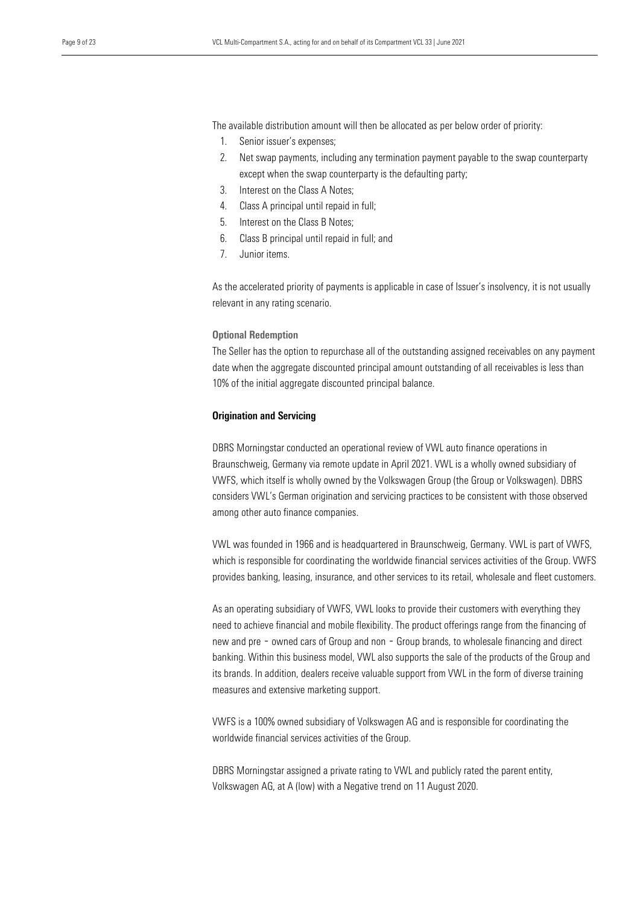The available distribution amount will then be allocated as per below order of priority:

1. Senior issuer's expenses;
2. Net swap payments, including any termination payment payable to the swap counterparty except when the swap counterparty is the defaulting party;
3. Interest on the Class A Notes;
4. Class A principal until repaid in full;
5. Interest on the Class B Notes;
6. Class B principal until repaid in full; and
7. Junior items.

As the accelerated priority of payments is applicable in case of Issuer's insolvency, it is not usually relevant in any rating scenario.

### Optional Redemption

The Seller has the option to repurchase all of the outstanding assigned receivables on any payment date when the aggregate discounted principal amount outstanding of all receivables is less than 10% of the initial aggregate discounted principal balance.

## Origination and Servicing

DBRS Morningstar conducted an operational review of VWL auto finance operations in Braunschweig, Germany via remote update in April 2021. VWL is a wholly owned subsidiary of VWFS, which itself is wholly owned by the Volkswagen Group (the Group or Volkswagen). DBRS considers VWL's German origination and servicing practices to be consistent with those observed among other auto finance companies.

VWL was founded in 1966 and is headquartered in Braunschweig, Germany. VWL is part of VWFS, which is responsible for coordinating the worldwide financial services activities of the Group. VWFS provides banking, leasing, insurance, and other services to its retail, wholesale and fleet customers.

As an operating subsidiary of VWFS, VWL looks to provide their customers with everything they need to achieve financial and mobile flexibility. The product offerings range from the financing of new and pre - owned cars of Group and non - Group brands, to wholesale financing and direct banking. Within this business model, VWL also supports the sale of the products of the Group and its brands. In addition, dealers receive valuable support from VWL in the form of diverse training measures and extensive marketing support.

VWFS is a 100% owned subsidiary of Volkswagen AG and is responsible for coordinating the worldwide financial services activities of the Group.

DBRS Morningstar assigned a private rating to VWL and publicly rated the parent entity, Volkswagen AG, at A (low) with a Negative trend on 11 August 2020.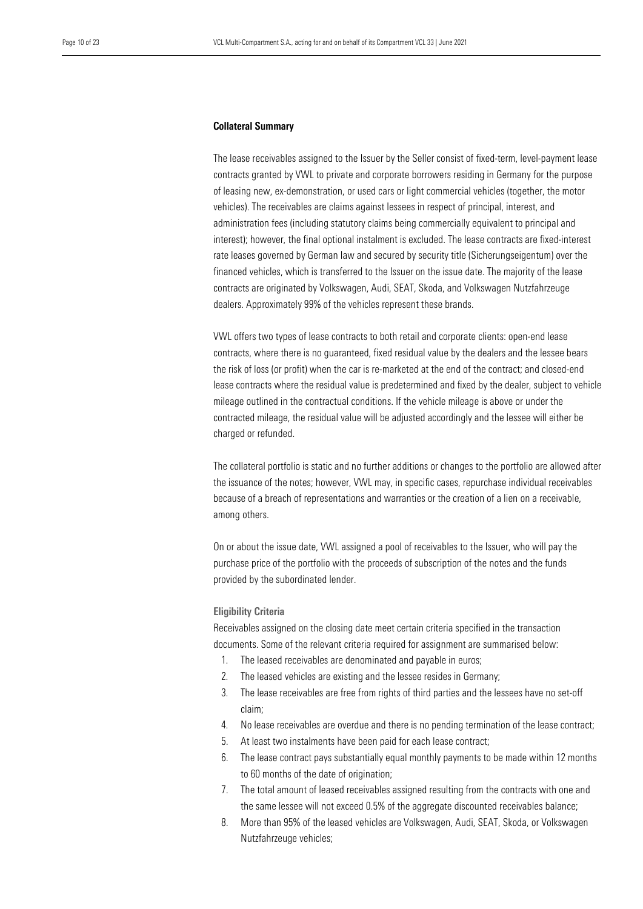## Collateral Summary

The lease receivables assigned to the Issuer by the Seller consist of fixed-term, level-payment lease contracts granted by VWL to private and corporate borrowers residing in Germany for the purpose of leasing new, ex-demonstration, or used cars or light commercial vehicles (together, the motor vehicles). The receivables are claims against lessees in respect of principal, interest, and administration fees (including statutory claims being commercially equivalent to principal and interest); however, the final optional instalment is excluded. The lease contracts are fixed-interest rate leases governed by German law and secured by security title (Sicherungseigentum) over the financed vehicles, which is transferred to the Issuer on the issue date. The majority of the lease contracts are originated by Volkswagen, Audi, SEAT, Skoda, and Volkswagen Nutzfahrzeuge dealers. Approximately 99% of the vehicles represent these brands.

VWL offers two types of lease contracts to both retail and corporate clients: open-end lease contracts, where there is no guaranteed, fixed residual value by the dealers and the lessee bears the risk of loss (or profit) when the car is re-marketed at the end of the contract; and closed-end lease contracts where the residual value is predetermined and fixed by the dealer, subject to vehicle mileage outlined in the contractual conditions. If the vehicle mileage is above or under the contracted mileage, the residual value will be adjusted accordingly and the lessee will either be charged or refunded.

The collateral portfolio is static and no further additions or changes to the portfolio are allowed after the issuance of the notes; however, VWL may, in specific cases, repurchase individual receivables because of a breach of representations and warranties or the creation of a lien on a receivable, among others.

On or about the issue date, VWL assigned a pool of receivables to the Issuer, who will pay the purchase price of the portfolio with the proceeds of subscription of the notes and the funds provided by the subordinated lender.

### Eligibility Criteria

Receivables assigned on the closing date meet certain criteria specified in the transaction documents. Some of the relevant criteria required for assignment are summarised below:

1. The leased receivables are denominated and payable in euros;
2. The leased vehicles are existing and the lessee resides in Germany;
3. The lease receivables are free from rights of third parties and the lessees have no set-off claim;
4. No lease receivables are overdue and there is no pending termination of the lease contract;
5. At least two instalments have been paid for each lease contract;
6. The lease contract pays substantially equal monthly payments to be made within 12 months to 60 months of the date of origination;
7. The total amount of leased receivables assigned resulting from the contracts with one and the same lessee will not exceed 0.5% of the aggregate discounted receivables balance;
8. More than 95% of the leased vehicles are Volkswagen, Audi, SEAT, Skoda, or Volkswagen Nutzfahrzeuge vehicles;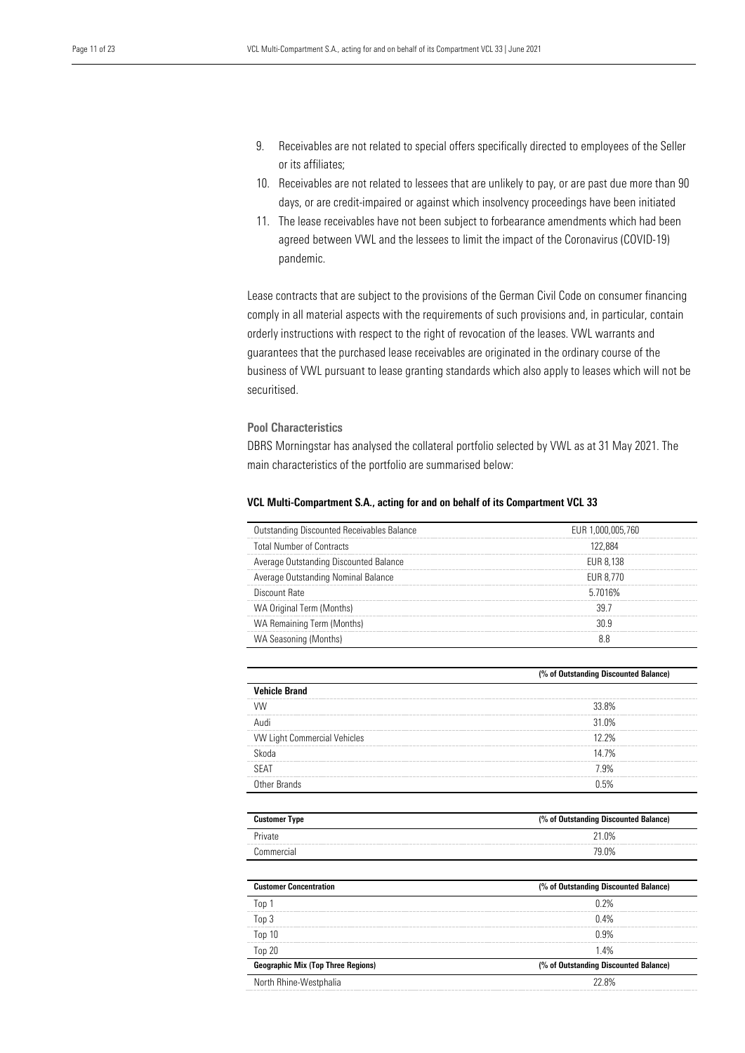9. Receivables are not related to special offers specifically directed to employees of the Seller or its affiliates;
10. Receivables are not related to lessees that are unlikely to pay, or are past due more than 90 days, or are credit-impaired or against which insolvency proceedings have been initiated
11. The lease receivables have not been subject to forbearance amendments which had been agreed between VWL and the lessees to limit the impact of the Coronavirus (COVID-19) pandemic.

Lease contracts that are subject to the provisions of the German Civil Code on consumer financing comply in all material aspects with the requirements of such provisions and, in particular, contain orderly instructions with respect to the right of revocation of the leases. VWL warrants and guarantees that the purchased lease receivables are originated in the ordinary course of the business of VWL pursuant to lease granting standards which also apply to leases which will not be securitised.

### Pool Characteristics

DBRS Morningstar has analysed the collateral portfolio selected by VWL as at 31 May 2021. The main characteristics of the portfolio are summarised below:

**VCL Multi-Compartment S.A., acting for and on behalf of its Compartment VCL 33**

| | |
|---|---|
| Outstanding Discounted Receivables Balance | EUR 1,000,005,760 |
| Total Number of Contracts | 122,884 |
| Average Outstanding Discounted Balance | EUR 8,138 |
| Average Outstanding Nominal Balance | EUR 8,770 |
| Discount Rate | 5.7016% |
| WA Original Term (Months) | 39.7 |
| WA Remaining Term (Months) | 30.9 |
| WA Seasoning (Months) | 8.8 |

| | (% of Outstanding Discounted Balance) |
|---|---|
| **Vehicle Brand** | |
| VW | 33.8% |
| Audi | 31.0% |
| VW Light Commercial Vehicles | 12.2% |
| Skoda | 14.7% |
| SEAT | 7.9% |
| Other Brands | 0.5% |

| Customer Type | (% of Outstanding Discounted Balance) |
|---|---|
| Private | 21.0% |
| Commercial | 79.0% |

| Customer Concentration | (% of Outstanding Discounted Balance) |
|---|---|
| Top 1 | 0.2% |
| Top 3 | 0.4% |
| Top 10 | 0.9% |
| Top 20 | 1.4% |
| **Geographic Mix (Top Three Regions)** | **(% of Outstanding Discounted Balance)** |
| North Rhine-Westphalia | 22.8% |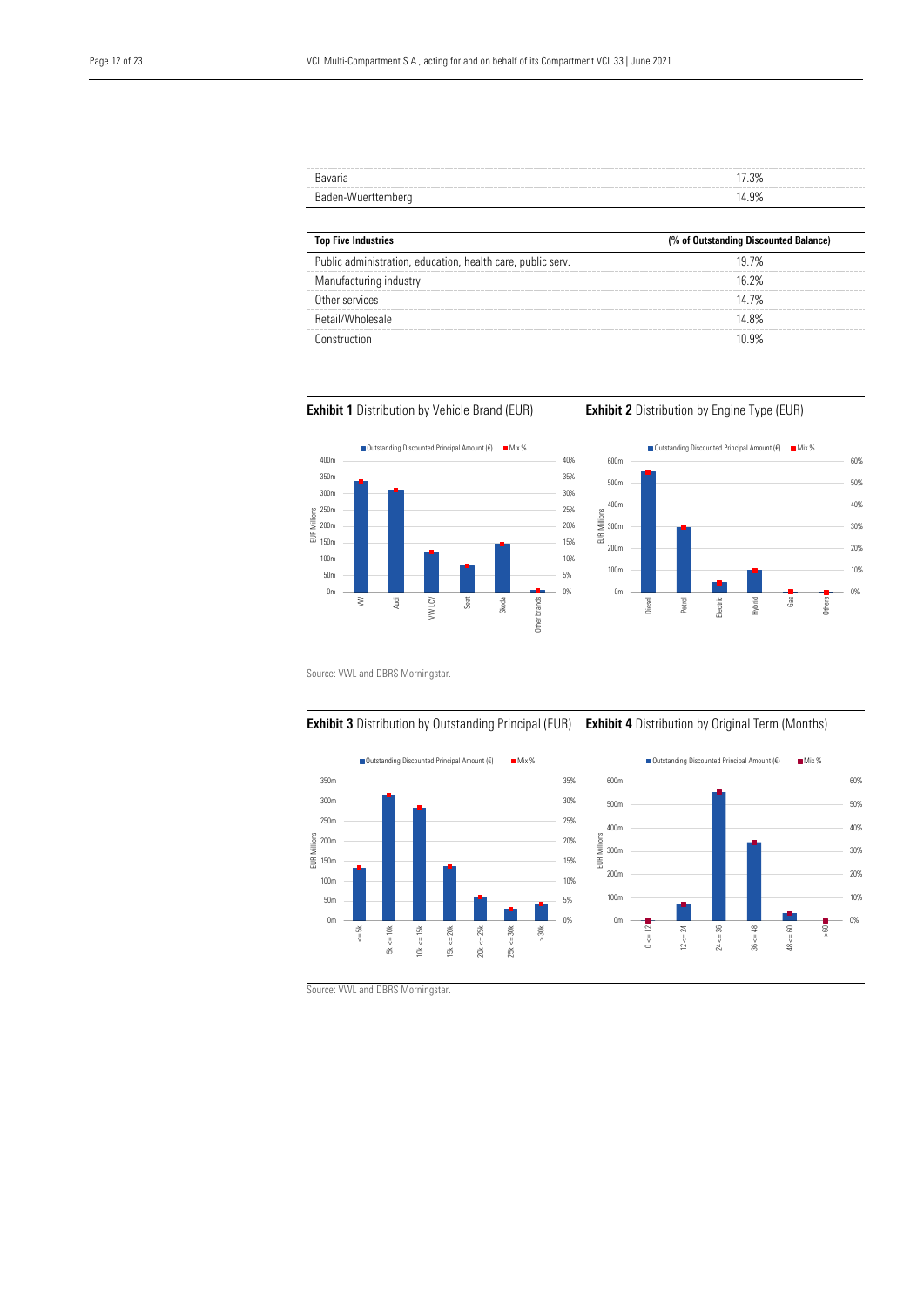| | |
|---|---|
| Bavaria | 17.3% |
| Baden-Wuerttemberg | 14.9% |

| Top Five Industries | (% of Outstanding Discounted Balance) |
|---|---|
| Public administration, education, health care, public serv. | 19.7% |
| Manufacturing industry | 16.2% |
| Other services | 14.7% |
| Retail/Wholesale | 14.8% |
| Construction | 10.9% |

**Exhibit 1** Distribution by Vehicle Brand (EUR)

**Exhibit 2** Distribution by Engine Type (EUR)

Source: VWL and DBRS Morningstar.

**Exhibit 3** Distribution by Outstanding Principal (EUR)

**Exhibit 4** Distribution by Original Term (Months)

Source: VWL and DBRS Morningstar.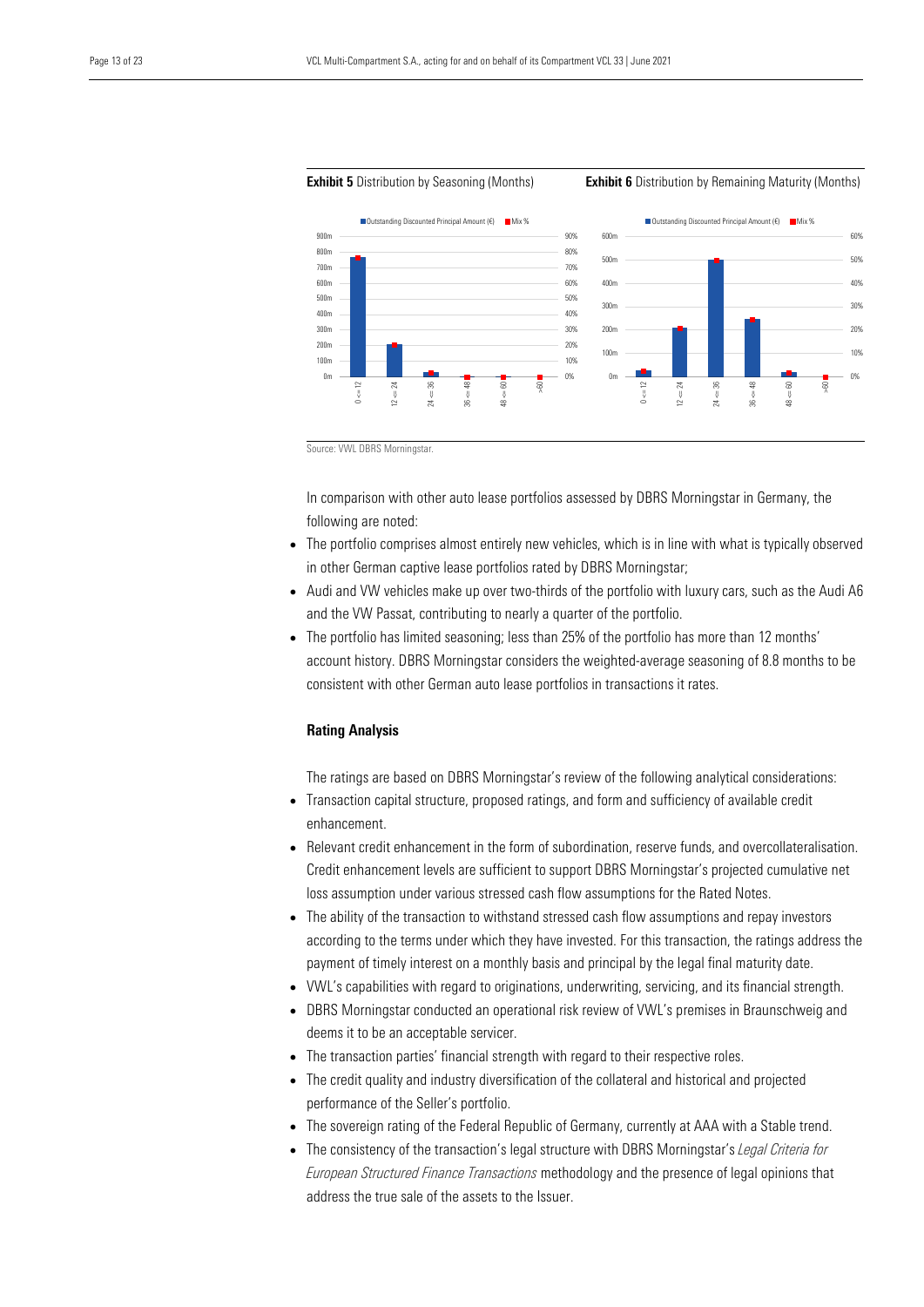**Exhibit 5** Distribution by Seasoning (Months)

**Exhibit 6** Distribution by Remaining Maturity (Months)

Source: VWL DBRS Morningstar.

In comparison with other auto lease portfolios assessed by DBRS Morningstar in Germany, the following are noted:

- The portfolio comprises almost entirely new vehicles, which is in line with what is typically observed in other German captive lease portfolios rated by DBRS Morningstar;
- Audi and VW vehicles make up over two-thirds of the portfolio with luxury cars, such as the Audi A6 and the VW Passat, contributing to nearly a quarter of the portfolio.
- The portfolio has limited seasoning; less than 25% of the portfolio has more than 12 months' account history. DBRS Morningstar considers the weighted-average seasoning of 8.8 months to be consistent with other German auto lease portfolios in transactions it rates.

## Rating Analysis

The ratings are based on DBRS Morningstar's review of the following analytical considerations:

- Transaction capital structure, proposed ratings, and form and sufficiency of available credit enhancement.
- Relevant credit enhancement in the form of subordination, reserve funds, and overcollateralisation. Credit enhancement levels are sufficient to support DBRS Morningstar's projected cumulative net loss assumption under various stressed cash flow assumptions for the Rated Notes.
- The ability of the transaction to withstand stressed cash flow assumptions and repay investors according to the terms under which they have invested. For this transaction, the ratings address the payment of timely interest on a monthly basis and principal by the legal final maturity date.
- VWL's capabilities with regard to originations, underwriting, servicing, and its financial strength.
- DBRS Morningstar conducted an operational risk review of VWL's premises in Braunschweig and deems it to be an acceptable servicer.
- The transaction parties' financial strength with regard to their respective roles.
- The credit quality and industry diversification of the collateral and historical and projected performance of the Seller's portfolio.
- The sovereign rating of the Federal Republic of Germany, currently at AAA with a Stable trend.
- The consistency of the transaction's legal structure with DBRS Morningstar's *Legal Criteria for European Structured Finance Transactions* methodology and the presence of legal opinions that address the true sale of the assets to the Issuer.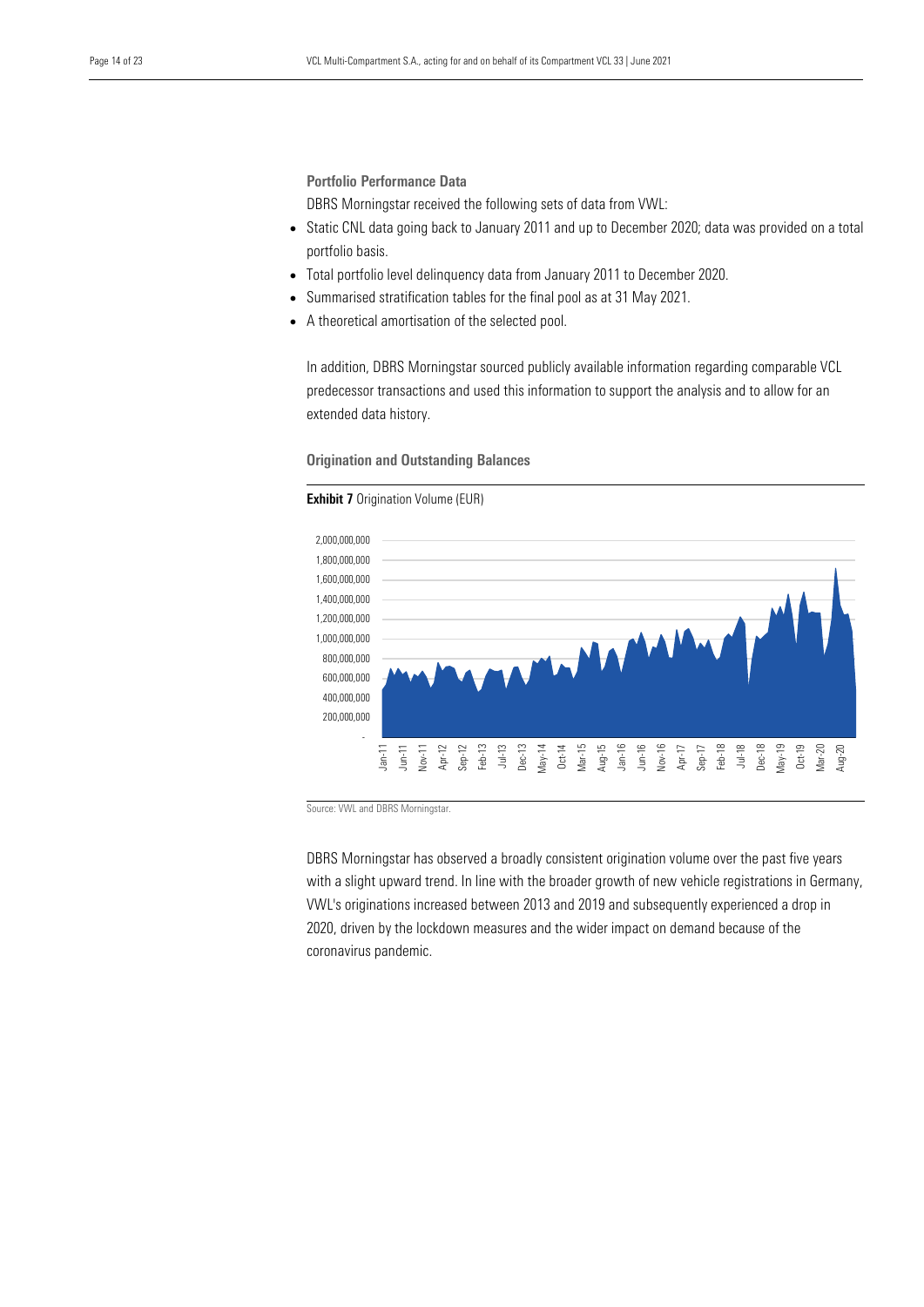### Portfolio Performance Data

DBRS Morningstar received the following sets of data from VWL:

- Static CNL data going back to January 2011 and up to December 2020; data was provided on a total portfolio basis.
- Total portfolio level delinquency data from January 2011 to December 2020.
- Summarised stratification tables for the final pool as at 31 May 2021.
- A theoretical amortisation of the selected pool.

In addition, DBRS Morningstar sourced publicly available information regarding comparable VCL predecessor transactions and used this information to support the analysis and to allow for an extended data history.

### Origination and Outstanding Balances

**Exhibit 7** Origination Volume (EUR)

Source: VWL and DBRS Morningstar.

DBRS Morningstar has observed a broadly consistent origination volume over the past five years with a slight upward trend. In line with the broader growth of new vehicle registrations in Germany, VWL's originations increased between 2013 and 2019 and subsequently experienced a drop in 2020, driven by the lockdown measures and the wider impact on demand because of the coronavirus pandemic.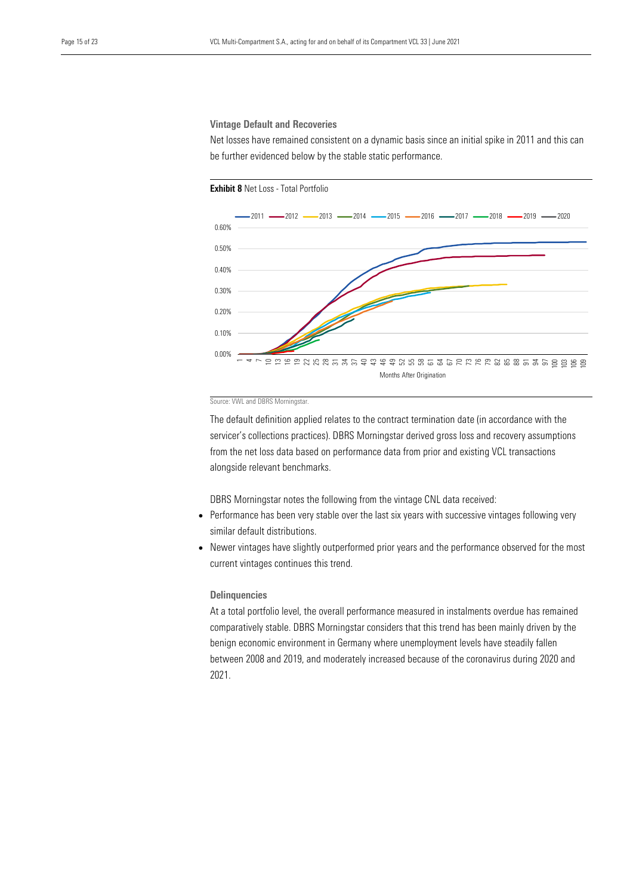### Vintage Default and Recoveries

Net losses have remained consistent on a dynamic basis since an initial spike in 2011 and this can be further evidenced below by the stable static performance.

**Exhibit 8** Net Loss - Total Portfolio

Source: VWL and DBRS Morningstar.

The default definition applied relates to the contract termination date (in accordance with the servicer's collections practices). DBRS Morningstar derived gross loss and recovery assumptions from the net loss data based on performance data from prior and existing VCL transactions alongside relevant benchmarks.

DBRS Morningstar notes the following from the vintage CNL data received:

- Performance has been very stable over the last six years with successive vintages following very similar default distributions.
- Newer vintages have slightly outperformed prior years and the performance observed for the most current vintages continues this trend.

### Delinquencies

At a total portfolio level, the overall performance measured in instalments overdue has remained comparatively stable. DBRS Morningstar considers that this trend has been mainly driven by the benign economic environment in Germany where unemployment levels have steadily fallen between 2008 and 2019, and moderately increased because of the coronavirus during 2020 and 2021.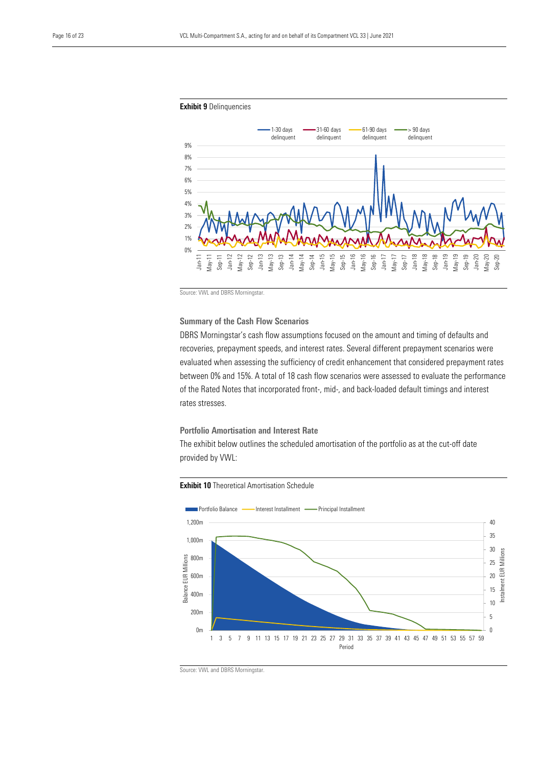**Exhibit 9** Delinquencies

Source: VWL and DBRS Morningstar.

### Summary of the Cash Flow Scenarios

DBRS Morningstar's cash flow assumptions focused on the amount and timing of defaults and recoveries, prepayment speeds, and interest rates. Several different prepayment scenarios were evaluated when assessing the sufficiency of credit enhancement that considered prepayment rates between 0% and 15%. A total of 18 cash flow scenarios were assessed to evaluate the performance of the Rated Notes that incorporated front-, mid-, and back-loaded default timings and interest rates stresses.

### Portfolio Amortisation and Interest Rate

The exhibit below outlines the scheduled amortisation of the portfolio as at the cut-off date provided by VWL:

**Exhibit 10** Theoretical Amortisation Schedule

Source: VWL and DBRS Morningstar.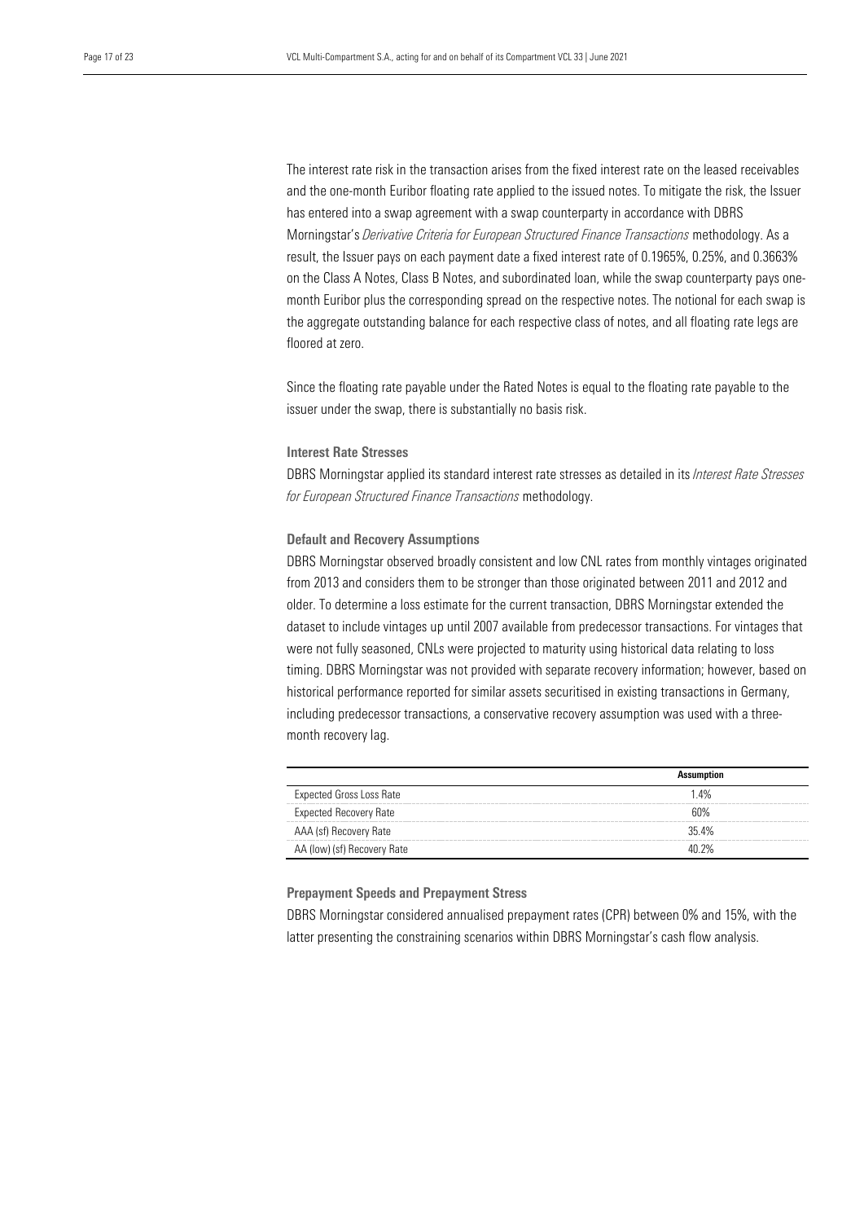The interest rate risk in the transaction arises from the fixed interest rate on the leased receivables and the one-month Euribor floating rate applied to the issued notes. To mitigate the risk, the Issuer has entered into a swap agreement with a swap counterparty in accordance with DBRS Morningstar's *Derivative Criteria for European Structured Finance Transactions* methodology. As a result, the Issuer pays on each payment date a fixed interest rate of 0.1965%, 0.25%, and 0.3663% on the Class A Notes, Class B Notes, and subordinated loan, while the swap counterparty pays one-month Euribor plus the corresponding spread on the respective notes. The notional for each swap is the aggregate outstanding balance for each respective class of notes, and all floating rate legs are floored at zero.

Since the floating rate payable under the Rated Notes is equal to the floating rate payable to the issuer under the swap, there is substantially no basis risk.

### Interest Rate Stresses

DBRS Morningstar applied its standard interest rate stresses as detailed in its *Interest Rate Stresses for European Structured Finance Transactions* methodology.

### Default and Recovery Assumptions

DBRS Morningstar observed broadly consistent and low CNL rates from monthly vintages originated from 2013 and considers them to be stronger than those originated between 2011 and 2012 and older. To determine a loss estimate for the current transaction, DBRS Morningstar extended the dataset to include vintages up until 2007 available from predecessor transactions. For vintages that were not fully seasoned, CNLs were projected to maturity using historical data relating to loss timing. DBRS Morningstar was not provided with separate recovery information; however, based on historical performance reported for similar assets securitised in existing transactions in Germany, including predecessor transactions, a conservative recovery assumption was used with a three-month recovery lag.

| | **Assumption** |
|---|---|
| Expected Gross Loss Rate | 1.4% |
| Expected Recovery Rate | 60% |
| AAA (sf) Recovery Rate | 35.4% |
| AA (low) (sf) Recovery Rate | 40.2% |

### Prepayment Speeds and Prepayment Stress

DBRS Morningstar considered annualised prepayment rates (CPR) between 0% and 15%, with the latter presenting the constraining scenarios within DBRS Morningstar's cash flow analysis.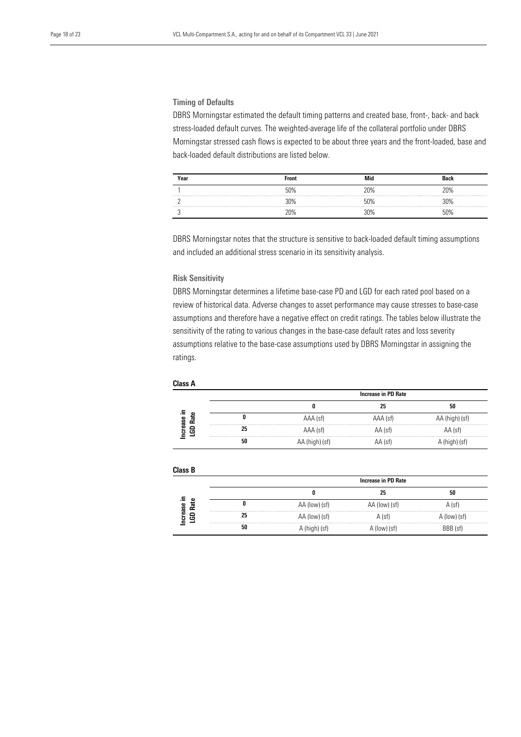### Timing of Defaults

DBRS Morningstar estimated the default timing patterns and created base, front-, back- and back stress-loaded default curves. The weighted-average life of the collateral portfolio under DBRS Morningstar stressed cash flows is expected to be about three years and the front-loaded, base and back-loaded default distributions are listed below.

| Year | Front | Mid | Back |
|---|---|---|---|
| 1 | 50% | 20% | 20% |
| 2 | 30% | 50% | 30% |
| 3 | 20% | 30% | 50% |

DBRS Morningstar notes that the structure is sensitive to back-loaded default timing assumptions and included an additional stress scenario in its sensitivity analysis.

### Risk Sensitivity

DBRS Morningstar determines a lifetime base-case PD and LGD for each rated pool based on a review of historical data. Adverse changes to asset performance may cause stresses to base-case assumptions and therefore have a negative effect on credit ratings. The tables below illustrate the sensitivity of the rating to various changes in the base-case default rates and loss severity assumptions relative to the base-case assumptions used by DBRS Morningstar in assigning the ratings.

**Class A**

| | | Increase in PD Rate | | |
|---|---|---|---|---|
| | | 0 | 25 | 50 |
| Increase in LGD Rate | 0 | AAA (sf) | AAA (sf) | AA (high) (sf) |
| | 25 | AAA (sf) | AA (sf) | AA (sf) |
| | 50 | AA (high) (sf) | AA (sf) | A (high) (sf) |

**Class B**

| | | Increase in PD Rate | | |
|---|---|---|---|---|
| | | 0 | 25 | 50 |
| Increase in LGD Rate | 0 | AA (low) (sf) | AA (low) (sf) | A (sf) |
| | 25 | AA (low) (sf) | A (sf) | A (low) (sf) |
| | 50 | A (high) (sf) | A (low) (sf) | BBB (sf) |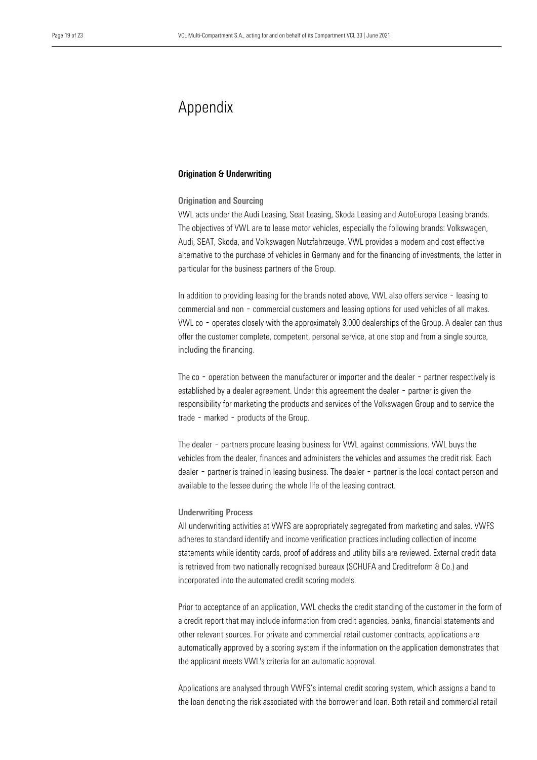# Appendix

### Origination & Underwriting

#### Origination and Sourcing

VWL acts under the Audi Leasing, Seat Leasing, Skoda Leasing and AutoEuropa Leasing brands. The objectives of VWL are to lease motor vehicles, especially the following brands: Volkswagen, Audi, SEAT, Skoda, and Volkswagen Nutzfahrzeuge. VWL provides a modern and cost effective alternative to the purchase of vehicles in Germany and for the financing of investments, the latter in particular for the business partners of the Group.

In addition to providing leasing for the brands noted above, VWL also offers service - leasing to commercial and non - commercial customers and leasing options for used vehicles of all makes. VWL co - operates closely with the approximately 3,000 dealerships of the Group. A dealer can thus offer the customer complete, competent, personal service, at one stop and from a single source, including the financing.

The co - operation between the manufacturer or importer and the dealer - partner respectively is established by a dealer agreement. Under this agreement the dealer - partner is given the responsibility for marketing the products and services of the Volkswagen Group and to service the trade - marked - products of the Group.

The dealer - partners procure leasing business for VWL against commissions. VWL buys the vehicles from the dealer, finances and administers the vehicles and assumes the credit risk. Each dealer - partner is trained in leasing business. The dealer - partner is the local contact person and available to the lessee during the whole life of the leasing contract.

#### Underwriting Process

All underwriting activities at VWFS are appropriately segregated from marketing and sales. VWFS adheres to standard identify and income verification practices including collection of income statements while identity cards, proof of address and utility bills are reviewed. External credit data is retrieved from two nationally recognised bureaux (SCHUFA and Creditreform & Co.) and incorporated into the automated credit scoring models.

Prior to acceptance of an application, VWL checks the credit standing of the customer in the form of a credit report that may include information from credit agencies, banks, financial statements and other relevant sources. For private and commercial retail customer contracts, applications are automatically approved by a scoring system if the information on the application demonstrates that the applicant meets VWL's criteria for an automatic approval.

Applications are analysed through VWFS's internal credit scoring system, which assigns a band to the loan denoting the risk associated with the borrower and loan. Both retail and commercial retail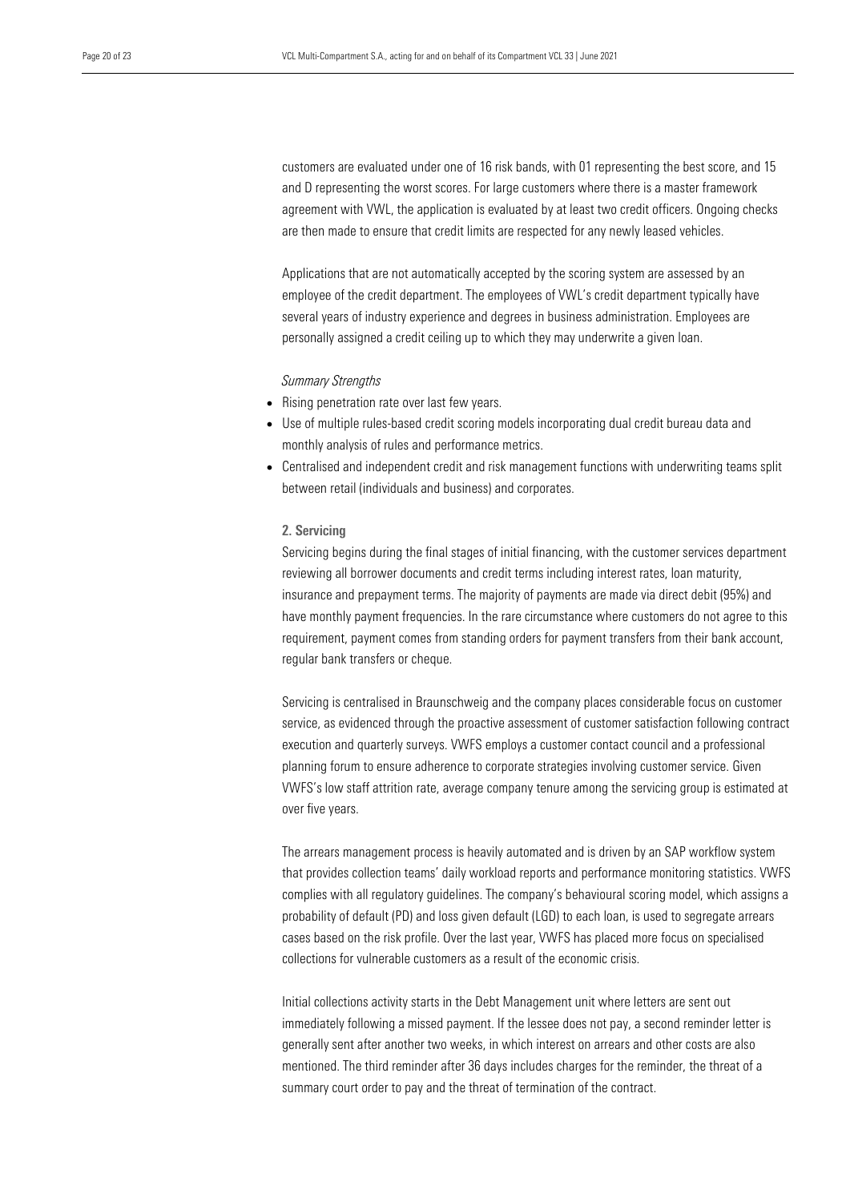customers are evaluated under one of 16 risk bands, with 01 representing the best score, and 15 and D representing the worst scores. For large customers where there is a master framework agreement with VWL, the application is evaluated by at least two credit officers. Ongoing checks are then made to ensure that credit limits are respected for any newly leased vehicles.

Applications that are not automatically accepted by the scoring system are assessed by an employee of the credit department. The employees of VWL's credit department typically have several years of industry experience and degrees in business administration. Employees are personally assigned a credit ceiling up to which they may underwrite a given loan.

*Summary Strengths*

- Rising penetration rate over last few years.
- Use of multiple rules-based credit scoring models incorporating dual credit bureau data and monthly analysis of rules and performance metrics.
- Centralised and independent credit and risk management functions with underwriting teams split between retail (individuals and business) and corporates.

**2. Servicing**

Servicing begins during the final stages of initial financing, with the customer services department reviewing all borrower documents and credit terms including interest rates, loan maturity, insurance and prepayment terms. The majority of payments are made via direct debit (95%) and have monthly payment frequencies. In the rare circumstance where customers do not agree to this requirement, payment comes from standing orders for payment transfers from their bank account, regular bank transfers or cheque.

Servicing is centralised in Braunschweig and the company places considerable focus on customer service, as evidenced through the proactive assessment of customer satisfaction following contract execution and quarterly surveys. VWFS employs a customer contact council and a professional planning forum to ensure adherence to corporate strategies involving customer service. Given VWFS's low staff attrition rate, average company tenure among the servicing group is estimated at over five years.

The arrears management process is heavily automated and is driven by an SAP workflow system that provides collection teams' daily workload reports and performance monitoring statistics. VWFS complies with all regulatory guidelines. The company's behavioural scoring model, which assigns a probability of default (PD) and loss given default (LGD) to each loan, is used to segregate arrears cases based on the risk profile. Over the last year, VWFS has placed more focus on specialised collections for vulnerable customers as a result of the economic crisis.

Initial collections activity starts in the Debt Management unit where letters are sent out immediately following a missed payment. If the lessee does not pay, a second reminder letter is generally sent after another two weeks, in which interest on arrears and other costs are also mentioned. The third reminder after 36 days includes charges for the reminder, the threat of a summary court order to pay and the threat of termination of the contract.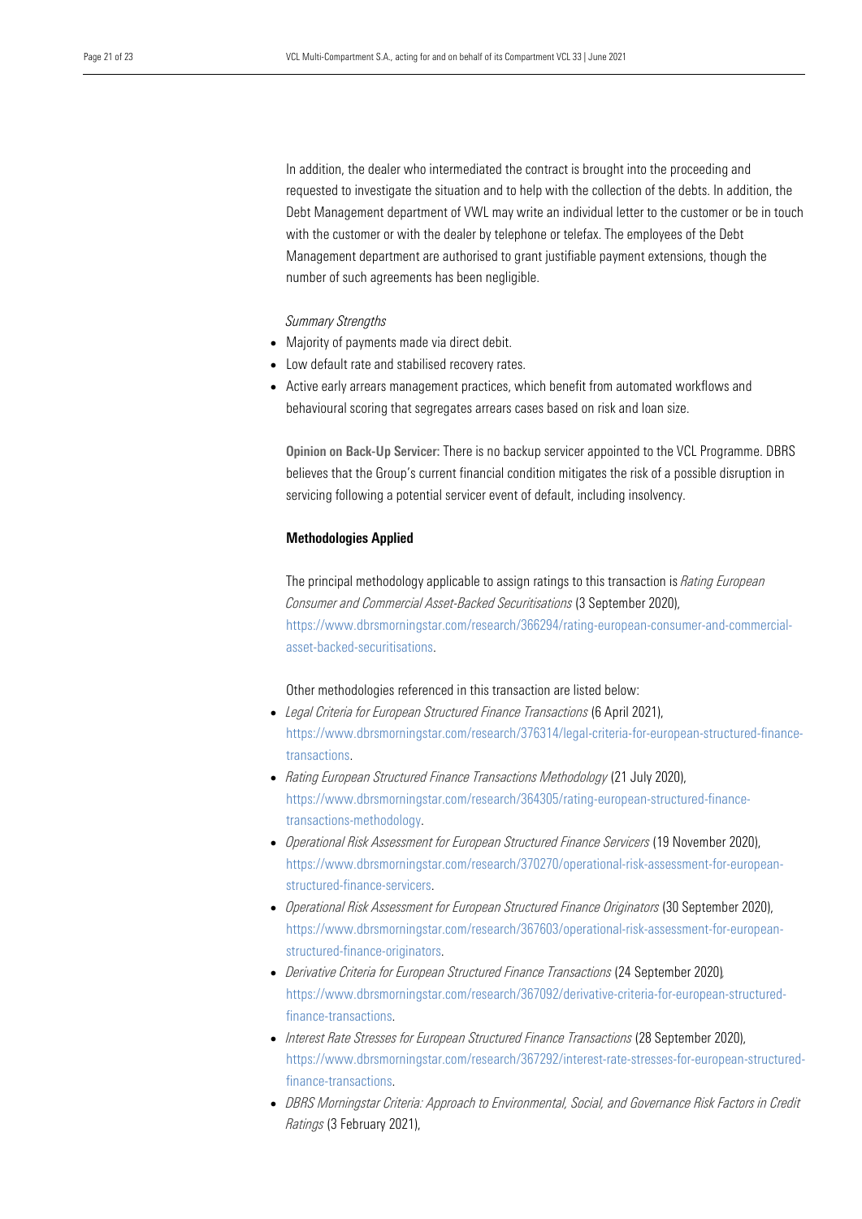In addition, the dealer who intermediated the contract is brought into the proceeding and requested to investigate the situation and to help with the collection of the debts. In addition, the Debt Management department of VWL may write an individual letter to the customer or be in touch with the customer or with the dealer by telephone or telefax. The employees of the Debt Management department are authorised to grant justifiable payment extensions, though the number of such agreements has been negligible.

*Summary Strengths*

- Majority of payments made via direct debit.
- Low default rate and stabilised recovery rates.
- Active early arrears management practices, which benefit from automated workflows and behavioural scoring that segregates arrears cases based on risk and loan size.

**Opinion on Back-Up Servicer:** There is no backup servicer appointed to the VCL Programme. DBRS believes that the Group's current financial condition mitigates the risk of a possible disruption in servicing following a potential servicer event of default, including insolvency.

## Methodologies Applied

The principal methodology applicable to assign ratings to this transaction is *Rating European Consumer and Commercial Asset-Backed Securitisations* (3 September 2020), https://www.dbrsmorningstar.com/research/366294/rating-european-consumer-and-commercial-asset-backed-securitisations.

Other methodologies referenced in this transaction are listed below:

- *Legal Criteria for European Structured Finance Transactions* (6 April 2021), https://www.dbrsmorningstar.com/research/376314/legal-criteria-for-european-structured-finance-transactions.
- *Rating European Structured Finance Transactions Methodology* (21 July 2020), https://www.dbrsmorningstar.com/research/364305/rating-european-structured-finance-transactions-methodology.
- *Operational Risk Assessment for European Structured Finance Servicers* (19 November 2020), https://www.dbrsmorningstar.com/research/370270/operational-risk-assessment-for-european-structured-finance-servicers.
- *Operational Risk Assessment for European Structured Finance Originators* (30 September 2020), https://www.dbrsmorningstar.com/research/367603/operational-risk-assessment-for-european-structured-finance-originators.
- *Derivative Criteria for European Structured Finance Transactions* (24 September 2020), https://www.dbrsmorningstar.com/research/367092/derivative-criteria-for-european-structured-finance-transactions.
- *Interest Rate Stresses for European Structured Finance Transactions* (28 September 2020), https://www.dbrsmorningstar.com/research/367292/interest-rate-stresses-for-european-structured-finance-transactions.
- *DBRS Morningstar Criteria: Approach to Environmental, Social, and Governance Risk Factors in Credit Ratings* (3 February 2021),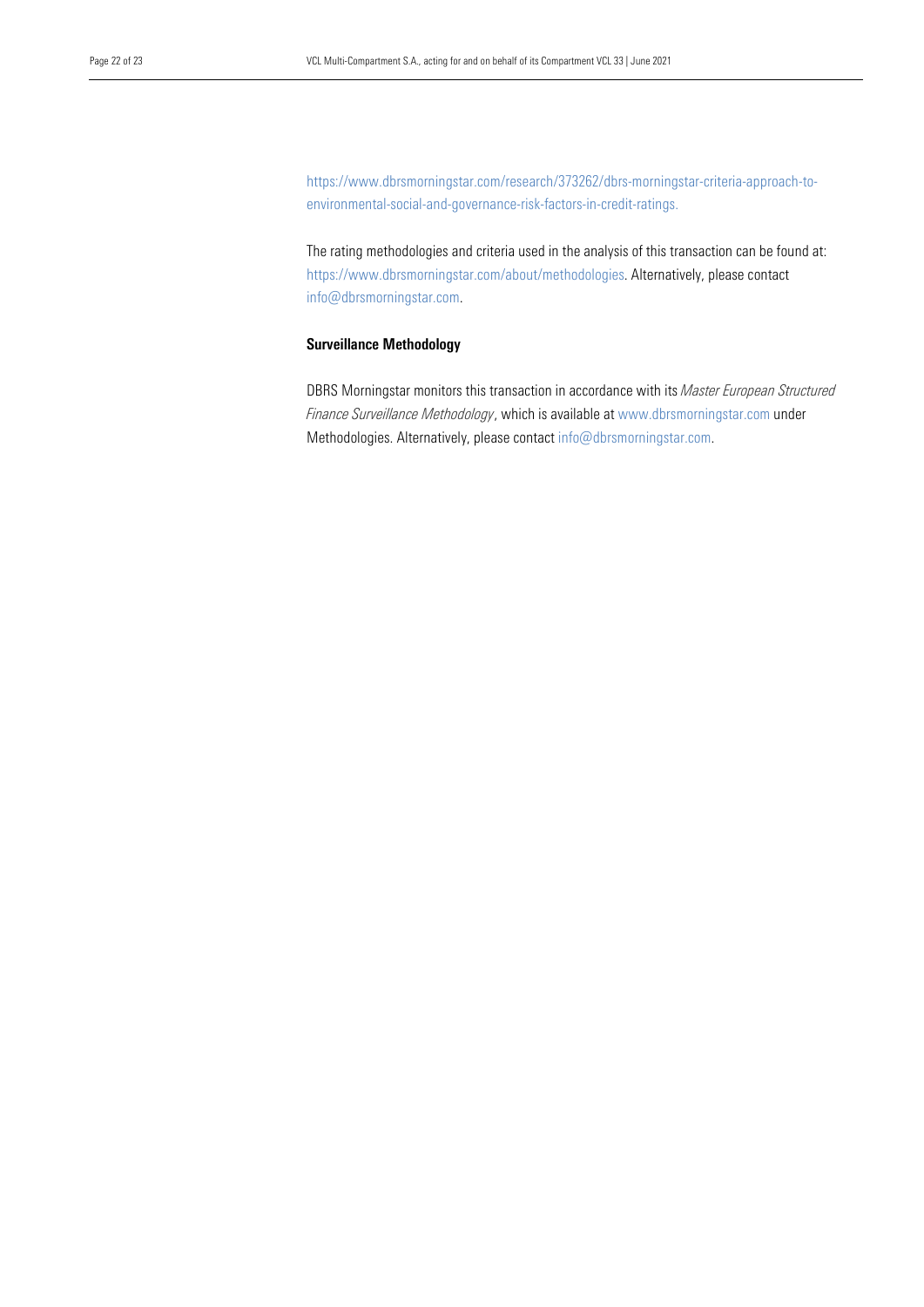https://www.dbrsmorningstar.com/research/373262/dbrs-morningstar-criteria-approach-to-environmental-social-and-governance-risk-factors-in-credit-ratings.

The rating methodologies and criteria used in the analysis of this transaction can be found at: https://www.dbrsmorningstar.com/about/methodologies. Alternatively, please contact info@dbrsmorningstar.com.

**Surveillance Methodology**

DBRS Morningstar monitors this transaction in accordance with its *Master European Structured Finance Surveillance Methodology*, which is available at www.dbrsmorningstar.com under Methodologies. Alternatively, please contact info@dbrsmorningstar.com.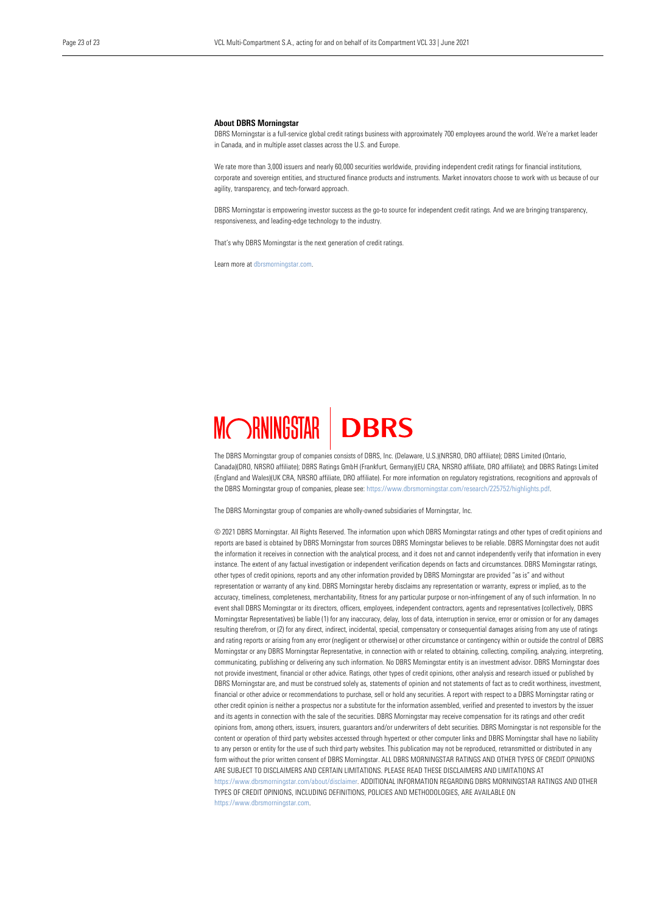#### About DBRS Morningstar

DBRS Morningstar is a full-service global credit ratings business with approximately 700 employees around the world. We're a market leader in Canada, and in multiple asset classes across the U.S. and Europe.

We rate more than 3,000 issuers and nearly 60,000 securities worldwide, providing independent credit ratings for financial institutions, corporate and sovereign entities, and structured finance products and instruments. Market innovators choose to work with us because of our agility, transparency, and tech-forward approach.

DBRS Morningstar is empowering investor success as the go-to source for independent credit ratings. And we are bringing transparency, responsiveness, and leading-edge technology to the industry.

That's why DBRS Morningstar is the next generation of credit ratings.

Learn more at dbrsmorningstar.com.

MORNINGSTAR | DBRS

The DBRS Morningstar group of companies consists of DBRS, Inc. (Delaware, U.S.)(NRSRO, DRO affiliate); DBRS Limited (Ontario, Canada)(DRO, NRSRO affiliate); DBRS Ratings GmbH (Frankfurt, Germany)(EU CRA, NRSRO affiliate, DRO affiliate); and DBRS Ratings Limited (England and Wales)(UK CRA, NRSRO affiliate, DRO affiliate). For more information on regulatory registrations, recognitions and approvals of the DBRS Morningstar group of companies, please see: https://www.dbrsmorningstar.com/research/225752/highlights.pdf.

The DBRS Morningstar group of companies are wholly-owned subsidiaries of Morningstar, Inc.

© 2021 DBRS Morningstar. All Rights Reserved. The information upon which DBRS Morningstar ratings and other types of credit opinions and reports are based is obtained by DBRS Morningstar from sources DBRS Morningstar believes to be reliable. DBRS Morningstar does not audit the information it receives in connection with the analytical process, and it does not and cannot independently verify that information in every instance. The extent of any factual investigation or independent verification depends on facts and circumstances. DBRS Morningstar ratings, other types of credit opinions, reports and any other information provided by DBRS Morningstar are provided "as is" and without representation or warranty of any kind. DBRS Morningstar hereby disclaims any representation or warranty, express or implied, as to the accuracy, timeliness, completeness, merchantability, fitness for any particular purpose or non-infringement of any of such information. In no event shall DBRS Morningstar or its directors, officers, employees, independent contractors, agents and representatives (collectively, DBRS Morningstar Representatives) be liable (1) for any inaccuracy, delay, loss of data, interruption in service, error or omission or for any damages resulting therefrom, or (2) for any direct, indirect, incidental, special, compensatory or consequential damages arising from any use of ratings and rating reports or arising from any error (negligent or otherwise) or other circumstance or contingency within or outside the control of DBRS Morningstar or any DBRS Morningstar Representative, in connection with or related to obtaining, collecting, compiling, analyzing, interpreting, communicating, publishing or delivering any such information. No DBRS Morningstar entity is an investment advisor. DBRS Morningstar does not provide investment, financial or other advice. Ratings, other types of credit opinions, other analysis and research issued or published by DBRS Morningstar are, and must be construed solely as, statements of opinion and not statements of fact as to credit worthiness, investment, financial or other advice or recommendations to purchase, sell or hold any securities. A report with respect to a DBRS Morningstar rating or other credit opinion is neither a prospectus nor a substitute for the information assembled, verified and presented to investors by the issuer and its agents in connection with the sale of the securities. DBRS Morningstar may receive compensation for its ratings and other credit opinions from, among others, issuers, insurers, guarantors and/or underwriters of debt securities. DBRS Morningstar is not responsible for the content or operation of third party websites accessed through hypertext or other computer links and DBRS Morningstar shall have no liability to any person or entity for the use of such third party websites. This publication may not be reproduced, retransmitted or distributed in any form without the prior written consent of DBRS Morningstar. ALL DBRS MORNINGSTAR RATINGS AND OTHER TYPES OF CREDIT OPINIONS ARE SUBJECT TO DISCLAIMERS AND CERTAIN LIMITATIONS. PLEASE READ THESE DISCLAIMERS AND LIMITATIONS AT https://www.dbrsmorningstar.com/about/disclaimer. ADDITIONAL INFORMATION REGARDING DBRS MORNINGSTAR RATINGS AND OTHER TYPES OF CREDIT OPINIONS, INCLUDING DEFINITIONS, POLICIES AND METHODOLOGIES, ARE AVAILABLE ON https://www.dbrsmorningstar.com.